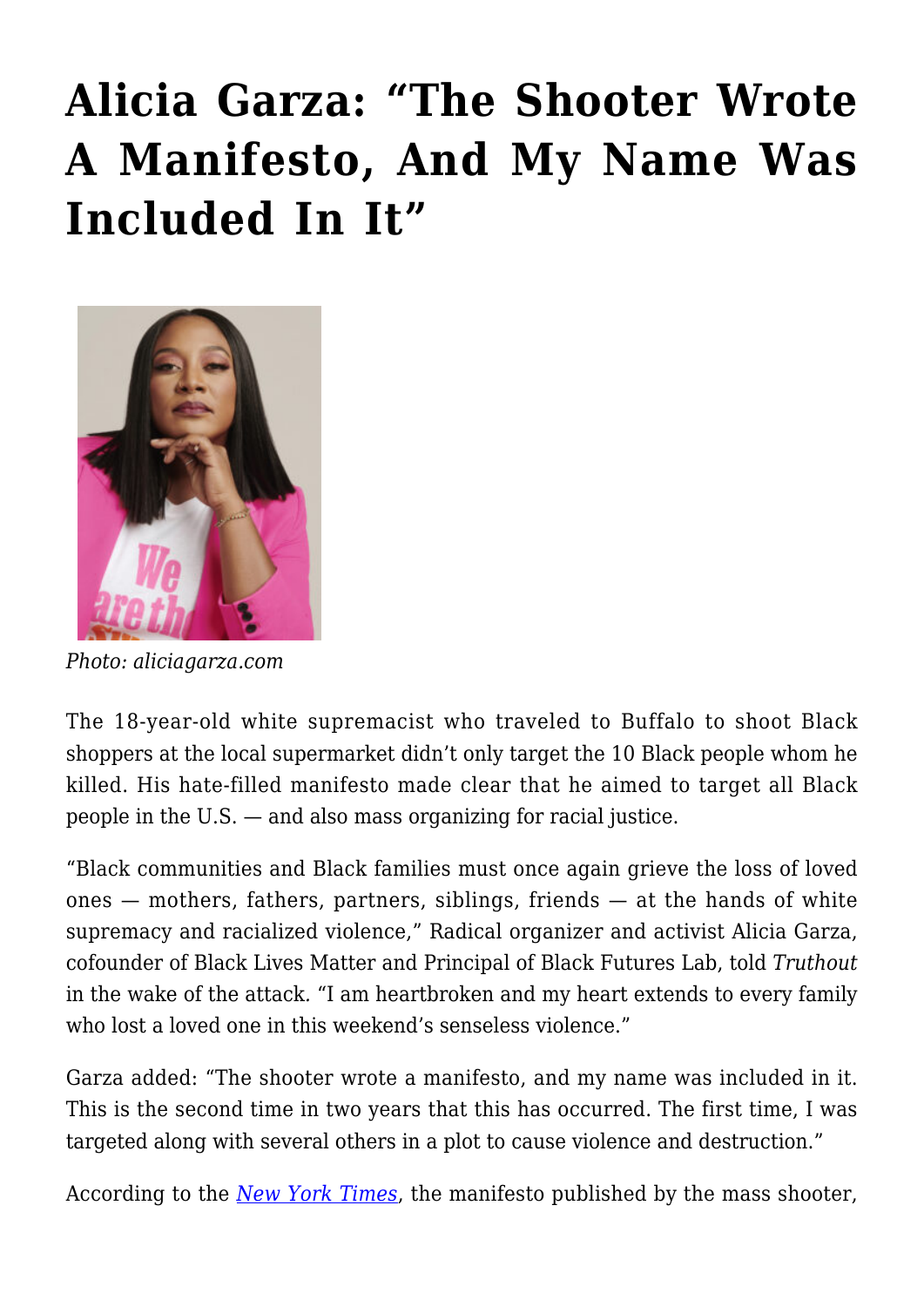# Alicia Garza: "The Shooter Wrote A Manifesto, And My Name Was Included In It"

Photo: aliciagarza.com

The 18-year-old white supremacist who traveled to Buffalo to shoot Black shoppers at the local supermarket didn't only target the 10 Black people whom he killed. His hate-filled manifesto made clear that he aimed to target all Black people in the U.S. — and also mass organizing for racial justice.

"Black communities and Black families must once again grieve the loss of loved ones — mothers, fathers, partners, siblings, friends — at the hands of white supremacy and racialized violence," Radical organizer and activist Alicia Garza, cofounder of Black Lives Matter and Principal of Black Futures Lab, told *Truthout* in the wake of the attack. "I am heartbroken and my heart extends to every family who lost a loved one in this weekend's senseless violence."

Garza added: "The shooter wrote a manifesto, and my name was included in it. This is the second time in two years that this has occurred. The first time, I was targeted along with several others in a plot to cause violence and destruction."

According to the *New York Times*, the manifesto published by the mass shooter,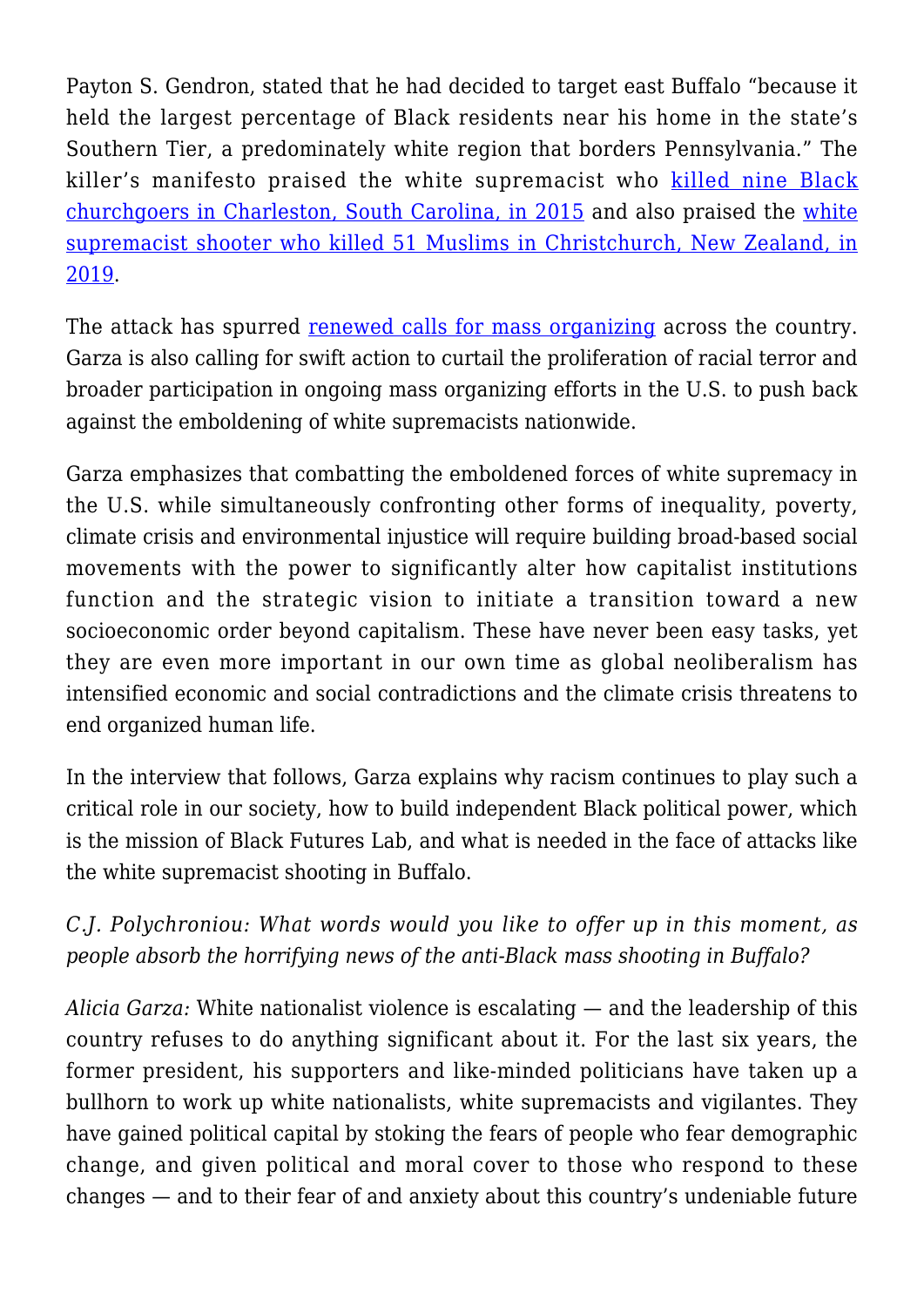Payton S. Gendron, stated that he had decided to target east Buffalo "because it held the largest percentage of Black residents near his home in the state's Southern Tier, a predominately white region that borders Pennsylvania." The killer's manifesto praised the white supremacist who killed nine Black churchgoers in Charleston, South Carolina, in 2015 and also praised the white supremacist shooter who killed 51 Muslims in Christchurch, New Zealand, in 2019.

The attack has spurred renewed calls for mass organizing across the country. Garza is also calling for swift action to curtail the proliferation of racial terror and broader participation in ongoing mass organizing efforts in the U.S. to push back against the emboldening of white supremacists nationwide.

Garza emphasizes that combatting the emboldened forces of white supremacy in the U.S. while simultaneously confronting other forms of inequality, poverty, climate crisis and environmental injustice will require building broad-based social movements with the power to significantly alter how capitalist institutions function and the strategic vision to initiate a transition toward a new socioeconomic order beyond capitalism. These have never been easy tasks, yet they are even more important in our own time as global neoliberalism has intensified economic and social contradictions and the climate crisis threatens to end organized human life.

In the interview that follows, Garza explains why racism continues to play such a critical role in our society, how to build independent Black political power, which is the mission of Black Futures Lab, and what is needed in the face of attacks like the white supremacist shooting in Buffalo.

*C.J. Polychroniou: What words would you like to offer up in this moment, as people absorb the horrifying news of the anti-Black mass shooting in Buffalo?*

*Alicia Garza:* White nationalist violence is escalating — and the leadership of this country refuses to do anything significant about it. For the last six years, the former president, his supporters and like-minded politicians have taken up a bullhorn to work up white nationalists, white supremacists and vigilantes. They have gained political capital by stoking the fears of people who fear demographic change, and given political and moral cover to those who respond to these changes — and to their fear of and anxiety about this country's undeniable future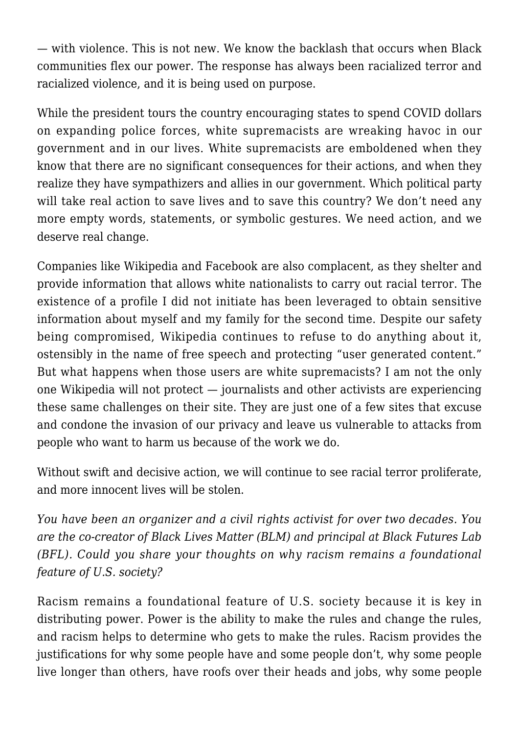— with violence. This is not new. We know the backlash that occurs when Black communities flex our power. The response has always been racialized terror and racialized violence, and it is being used on purpose.

While the president tours the country encouraging states to spend COVID dollars on expanding police forces, white supremacists are wreaking havoc in our government and in our lives. White supremacists are emboldened when they know that there are no significant consequences for their actions, and when they realize they have sympathizers and allies in our government. Which political party will take real action to save lives and to save this country? We don't need any more empty words, statements, or symbolic gestures. We need action, and we deserve real change.

Companies like Wikipedia and Facebook are also complacent, as they shelter and provide information that allows white nationalists to carry out racial terror. The existence of a profile I did not initiate has been leveraged to obtain sensitive information about myself and my family for the second time. Despite our safety being compromised, Wikipedia continues to refuse to do anything about it, ostensibly in the name of free speech and protecting "user generated content." But what happens when those users are white supremacists? I am not the only one Wikipedia will not protect — journalists and other activists are experiencing these same challenges on their site. They are just one of a few sites that excuse and condone the invasion of our privacy and leave us vulnerable to attacks from people who want to harm us because of the work we do.

Without swift and decisive action, we will continue to see racial terror proliferate, and more innocent lives will be stolen.

*You have been an organizer and a civil rights activist for over two decades. You are the co-creator of Black Lives Matter (BLM) and principal at Black Futures Lab (BFL). Could you share your thoughts on why racism remains a foundational feature of U.S. society?*

Racism remains a foundational feature of U.S. society because it is key in distributing power. Power is the ability to make the rules and change the rules, and racism helps to determine who gets to make the rules. Racism provides the justifications for why some people have and some people don't, why some people live longer than others, have roofs over their heads and jobs, why some people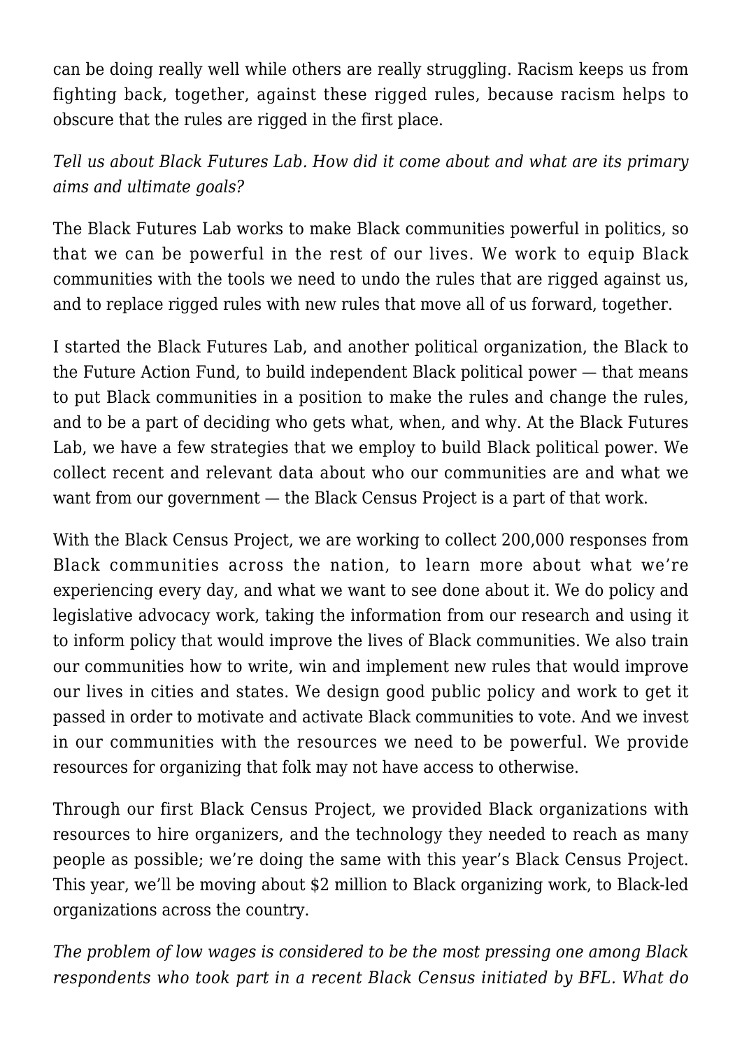can be doing really well while others are really struggling. Racism keeps us from fighting back, together, against these rigged rules, because racism helps to obscure that the rules are rigged in the first place.

*Tell us about Black Futures Lab. How did it come about and what are its primary aims and ultimate goals?*

The Black Futures Lab works to make Black communities powerful in politics, so that we can be powerful in the rest of our lives. We work to equip Black communities with the tools we need to undo the rules that are rigged against us, and to replace rigged rules with new rules that move all of us forward, together.

I started the Black Futures Lab, and another political organization, the Black to the Future Action Fund, to build independent Black political power — that means to put Black communities in a position to make the rules and change the rules, and to be a part of deciding who gets what, when, and why. At the Black Futures Lab, we have a few strategies that we employ to build Black political power. We collect recent and relevant data about who our communities are and what we want from our government — the Black Census Project is a part of that work.

With the Black Census Project, we are working to collect 200,000 responses from Black communities across the nation, to learn more about what we're experiencing every day, and what we want to see done about it. We do policy and legislative advocacy work, taking the information from our research and using it to inform policy that would improve the lives of Black communities. We also train our communities how to write, win and implement new rules that would improve our lives in cities and states. We design good public policy and work to get it passed in order to motivate and activate Black communities to vote. And we invest in our communities with the resources we need to be powerful. We provide resources for organizing that folk may not have access to otherwise.

Through our first Black Census Project, we provided Black organizations with resources to hire organizers, and the technology they needed to reach as many people as possible; we're doing the same with this year's Black Census Project. This year, we'll be moving about $2 million to Black organizing work, to Black-led organizations across the country.

*The problem of low wages is considered to be the most pressing one among Black respondents who took part in a recent Black Census initiated by BFL. What do*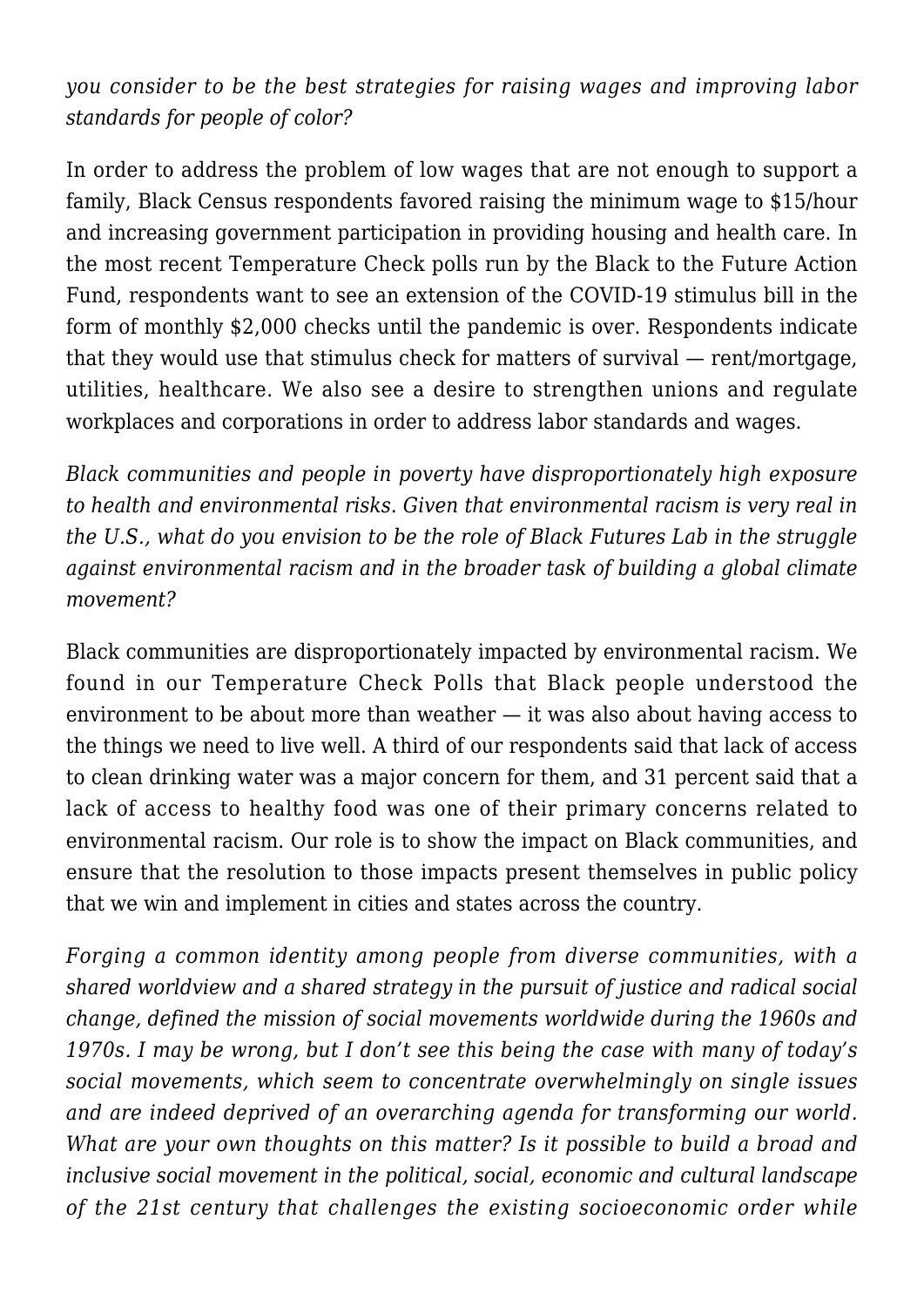*you consider to be the best strategies for raising wages and improving labor standards for people of color?*

In order to address the problem of low wages that are not enough to support a family, Black Census respondents favored raising the minimum wage to $15/hour and increasing government participation in providing housing and health care. In the most recent Temperature Check polls run by the Black to the Future Action Fund, respondents want to see an extension of the COVID-19 stimulus bill in the form of monthly $2,000 checks until the pandemic is over. Respondents indicate that they would use that stimulus check for matters of survival — rent/mortgage, utilities, healthcare. We also see a desire to strengthen unions and regulate workplaces and corporations in order to address labor standards and wages.

*Black communities and people in poverty have disproportionately high exposure to health and environmental risks. Given that environmental racism is very real in the U.S., what do you envision to be the role of Black Futures Lab in the struggle against environmental racism and in the broader task of building a global climate movement?*

Black communities are disproportionately impacted by environmental racism. We found in our Temperature Check Polls that Black people understood the environment to be about more than weather — it was also about having access to the things we need to live well. A third of our respondents said that lack of access to clean drinking water was a major concern for them, and 31 percent said that a lack of access to healthy food was one of their primary concerns related to environmental racism. Our role is to show the impact on Black communities, and ensure that the resolution to those impacts present themselves in public policy that we win and implement in cities and states across the country.

*Forging a common identity among people from diverse communities, with a shared worldview and a shared strategy in the pursuit of justice and radical social change, defined the mission of social movements worldwide during the 1960s and 1970s. I may be wrong, but I don't see this being the case with many of today's social movements, which seem to concentrate overwhelmingly on single issues and are indeed deprived of an overarching agenda for transforming our world. What are your own thoughts on this matter? Is it possible to build a broad and inclusive social movement in the political, social, economic and cultural landscape of the 21st century that challenges the existing socioeconomic order while*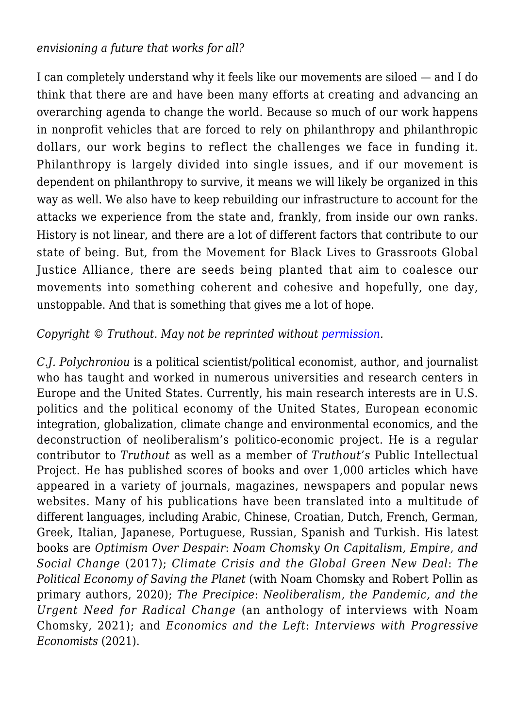*envisioning a future that works for all?*

I can completely understand why it feels like our movements are siloed — and I do think that there are and have been many efforts at creating and advancing an overarching agenda to change the world. Because so much of our work happens in nonprofit vehicles that are forced to rely on philanthropy and philanthropic dollars, our work begins to reflect the challenges we face in funding it. Philanthropy is largely divided into single issues, and if our movement is dependent on philanthropy to survive, it means we will likely be organized in this way as well. We also have to keep rebuilding our infrastructure to account for the attacks we experience from the state and, frankly, from inside our own ranks. History is not linear, and there are a lot of different factors that contribute to our state of being. But, from the Movement for Black Lives to Grassroots Global Justice Alliance, there are seeds being planted that aim to coalesce our movements into something coherent and cohesive and hopefully, one day, unstoppable. And that is something that gives me a lot of hope.

*Copyright © Truthout. May not be reprinted without [permission](permission).*

*C.J. Polychroniou* is a political scientist/political economist, author, and journalist who has taught and worked in numerous universities and research centers in Europe and the United States. Currently, his main research interests are in U.S. politics and the political economy of the United States, European economic integration, globalization, climate change and environmental economics, and the deconstruction of neoliberalism's politico-economic project. He is a regular contributor to *Truthout* as well as a member of *Truthout's* Public Intellectual Project. He has published scores of books and over 1,000 articles which have appeared in a variety of journals, magazines, newspapers and popular news websites. Many of his publications have been translated into a multitude of different languages, including Arabic, Chinese, Croatian, Dutch, French, German, Greek, Italian, Japanese, Portuguese, Russian, Spanish and Turkish. His latest books are *Optimism Over Despair*: *Noam Chomsky On Capitalism, Empire, and Social Change* (2017); *Climate Crisis and the Global Green New Deal*: *The Political Economy of Saving the Planet* (with Noam Chomsky and Robert Pollin as primary authors, 2020); *The Precipice*: *Neoliberalism, the Pandemic, and the Urgent Need for Radical Change* (an anthology of interviews with Noam Chomsky, 2021); and *Economics and the Left*: *Interviews with Progressive Economists* (2021).